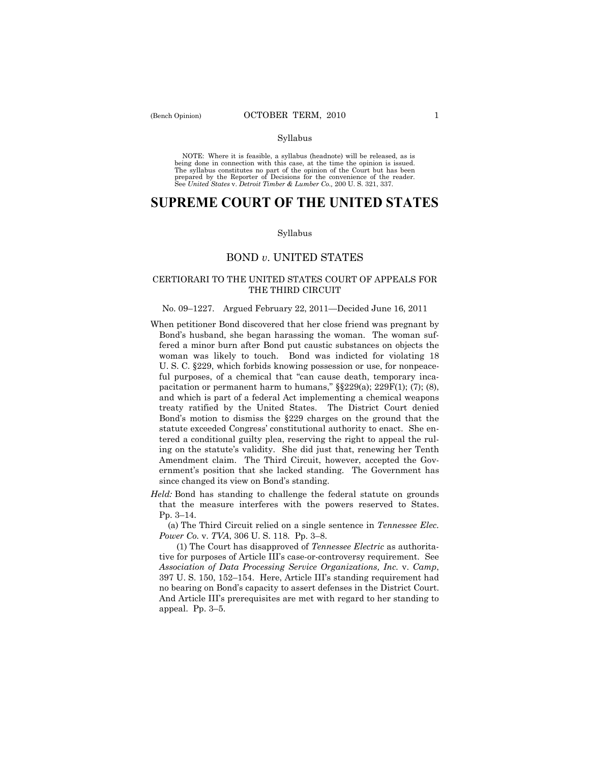Syllabus

NOTE: Where it is feasible, a syllabus (headnote) will be released, as is being done in connection with this case, at the time the opinion is issued. The syllabus constitutes no part of the opinion of the Court but has been prepared by the Reporter of Decisions for the convenience of the reader. See *United States* v. *Detroit Timber & Lumber Co.,* 200 U. S. 321, 337.

# SUPREME COURT OF THE UNITED STATES

Syllabus

## BOND *v*. UNITED STATES

### CERTIORARI TO THE UNITED STATES COURT OF APPEALS FOR THE THIRD CIRCUIT

No. 09–1227. Argued February 22, 2011—Decided June 16, 2011

When petitioner Bond discovered that her close friend was pregnant by Bond's husband, she began harassing the woman. The woman suffered a minor burn after Bond put caustic substances on objects the woman was likely to touch. Bond was indicted for violating 18 U. S. C. §229, which forbids knowing possession or use, for nonpeaceful purposes, of a chemical that "can cause death, temporary incapacitation or permanent harm to humans," §§229(a); 229F(1); (7); (8), and which is part of a federal Act implementing a chemical weapons treaty ratified by the United States. The District Court denied Bond's motion to dismiss the §229 charges on the ground that the statute exceeded Congress' constitutional authority to enact. She entered a conditional guilty plea, reserving the right to appeal the ruling on the statute's validity. She did just that, renewing her Tenth Amendment claim. The Third Circuit, however, accepted the Government's position that she lacked standing. The Government has since changed its view on Bond's standing.

*Held:* Bond has standing to challenge the federal statute on grounds that the measure interferes with the powers reserved to States. Pp. 3–14.

(a) The Third Circuit relied on a single sentence in *Tennessee Elec. Power Co.* v. *TVA*, 306 U. S. 118. Pp. 3–8.

(1) The Court has disapproved of *Tennessee Electric* as authoritative for purposes of Article III's case-or-controversy requirement. See *Association of Data Processing Service Organizations, Inc.* v. *Camp*, 397 U. S. 150, 152–154. Here, Article III's standing requirement had no bearing on Bond's capacity to assert defenses in the District Court. And Article III's prerequisites are met with regard to her standing to appeal. Pp. 3–5.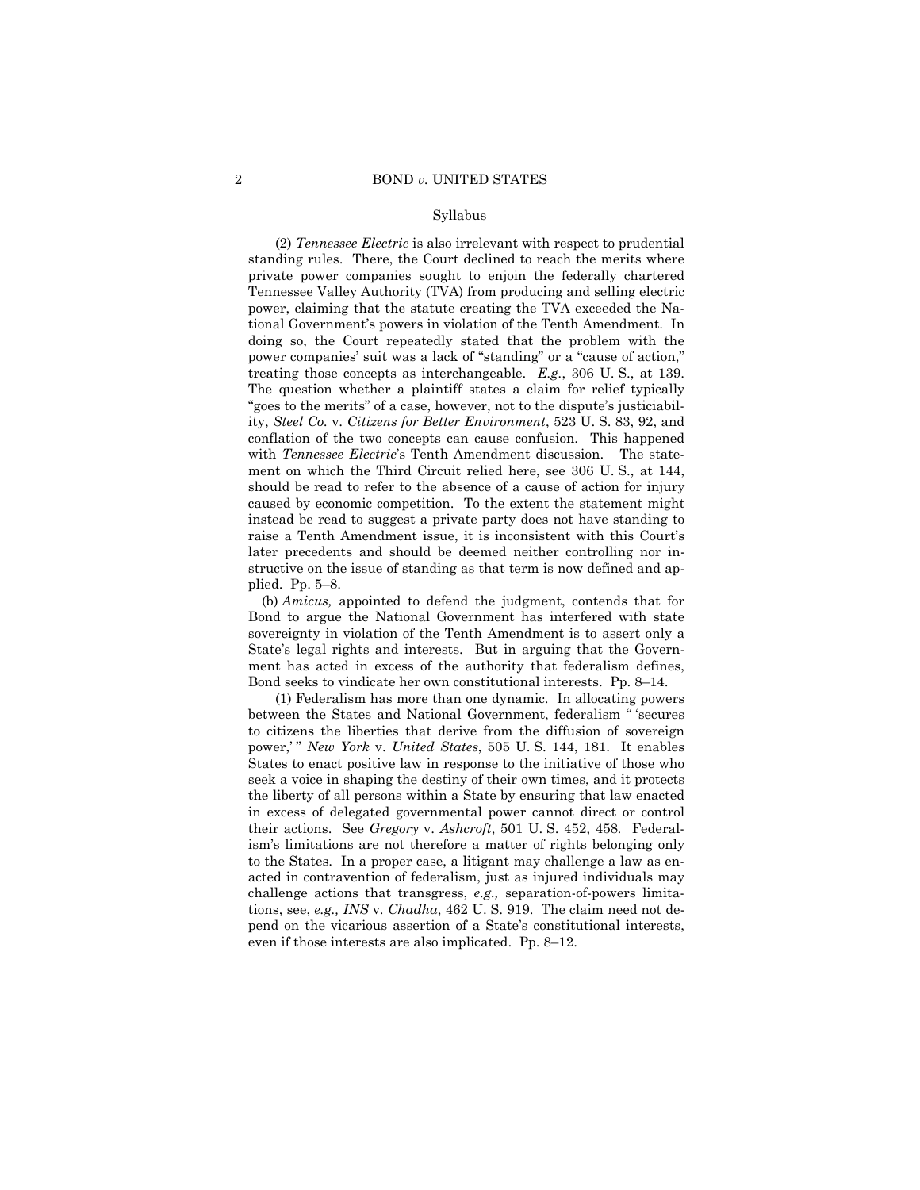Syllabus

(2) *Tennessee Electric* is also irrelevant with respect to prudential standing rules. There, the Court declined to reach the merits where private power companies sought to enjoin the federally chartered Tennessee Valley Authority (TVA) from producing and selling electric power, claiming that the statute creating the TVA exceeded the National Government's powers in violation of the Tenth Amendment. In doing so, the Court repeatedly stated that the problem with the power companies' suit was a lack of "standing" or a "cause of action," treating those concepts as interchangeable. *E.g.*, 306 U. S., at 139. The question whether a plaintiff states a claim for relief typically "goes to the merits" of a case, however, not to the dispute's justiciability, *Steel Co.* v. *Citizens for Better Environment*, 523 U. S. 83, 92, and conflation of the two concepts can cause confusion. This happened with *Tennessee Electric*'s Tenth Amendment discussion. The statement on which the Third Circuit relied here, see 306 U. S., at 144, should be read to refer to the absence of a cause of action for injury caused by economic competition. To the extent the statement might instead be read to suggest a private party does not have standing to raise a Tenth Amendment issue, it is inconsistent with this Court's later precedents and should be deemed neither controlling nor instructive on the issue of standing as that term is now defined and applied. Pp. 5–8.

(b) *Amicus,* appointed to defend the judgment, contends that for Bond to argue the National Government has interfered with state sovereignty in violation of the Tenth Amendment is to assert only a State's legal rights and interests. But in arguing that the Government has acted in excess of the authority that federalism defines, Bond seeks to vindicate her own constitutional interests. Pp. 8–14.

(1) Federalism has more than one dynamic. In allocating powers between the States and National Government, federalism " 'secures to citizens the liberties that derive from the diffusion of sovereign power,' " *New York* v. *United States*, 505 U. S. 144, 181. It enables States to enact positive law in response to the initiative of those who seek a voice in shaping the destiny of their own times, and it protects the liberty of all persons within a State by ensuring that law enacted in excess of delegated governmental power cannot direct or control their actions. See *Gregory* v. *Ashcroft*, 501 U. S. 452, 458. Federalism's limitations are not therefore a matter of rights belonging only to the States. In a proper case, a litigant may challenge a law as enacted in contravention of federalism, just as injured individuals may challenge actions that transgress, *e.g.,* separation-of-powers limitations, see, *e.g., INS* v. *Chadha*, 462 U. S. 919. The claim need not depend on the vicarious assertion of a State's constitutional interests, even if those interests are also implicated. Pp. 8–12.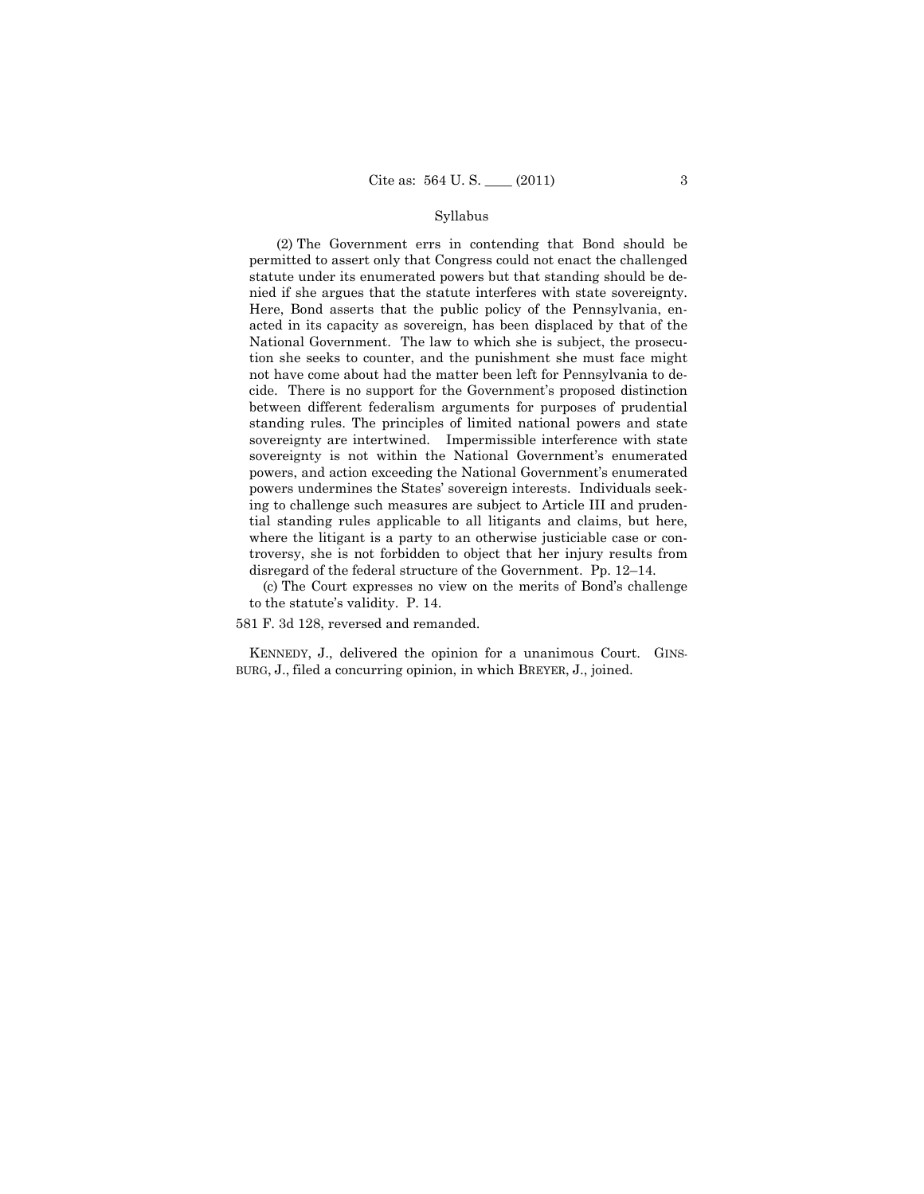Syllabus

(2) The Government errs in contending that Bond should be permitted to assert only that Congress could not enact the challenged statute under its enumerated powers but that standing should be denied if she argues that the statute interferes with state sovereignty. Here, Bond asserts that the public policy of the Pennsylvania, enacted in its capacity as sovereign, has been displaced by that of the National Government. The law to which she is subject, the prosecution she seeks to counter, and the punishment she must face might not have come about had the matter been left for Pennsylvania to decide. There is no support for the Government's proposed distinction between different federalism arguments for purposes of prudential standing rules. The principles of limited national powers and state sovereignty are intertwined. Impermissible interference with state sovereignty is not within the National Government's enumerated powers, and action exceeding the National Government's enumerated powers undermines the States' sovereign interests. Individuals seeking to challenge such measures are subject to Article III and prudential standing rules applicable to all litigants and claims, but here, where the litigant is a party to an otherwise justiciable case or controversy, she is not forbidden to object that her injury results from disregard of the federal structure of the Government. Pp. 12–14.

(c) The Court expresses no view on the merits of Bond's challenge to the statute's validity. P. 14.

581 F. 3d 128, reversed and remanded.

KENNEDY, J., delivered the opinion for a unanimous Court. GINSBURG, J., filed a concurring opinion, in which BREYER, J., joined.